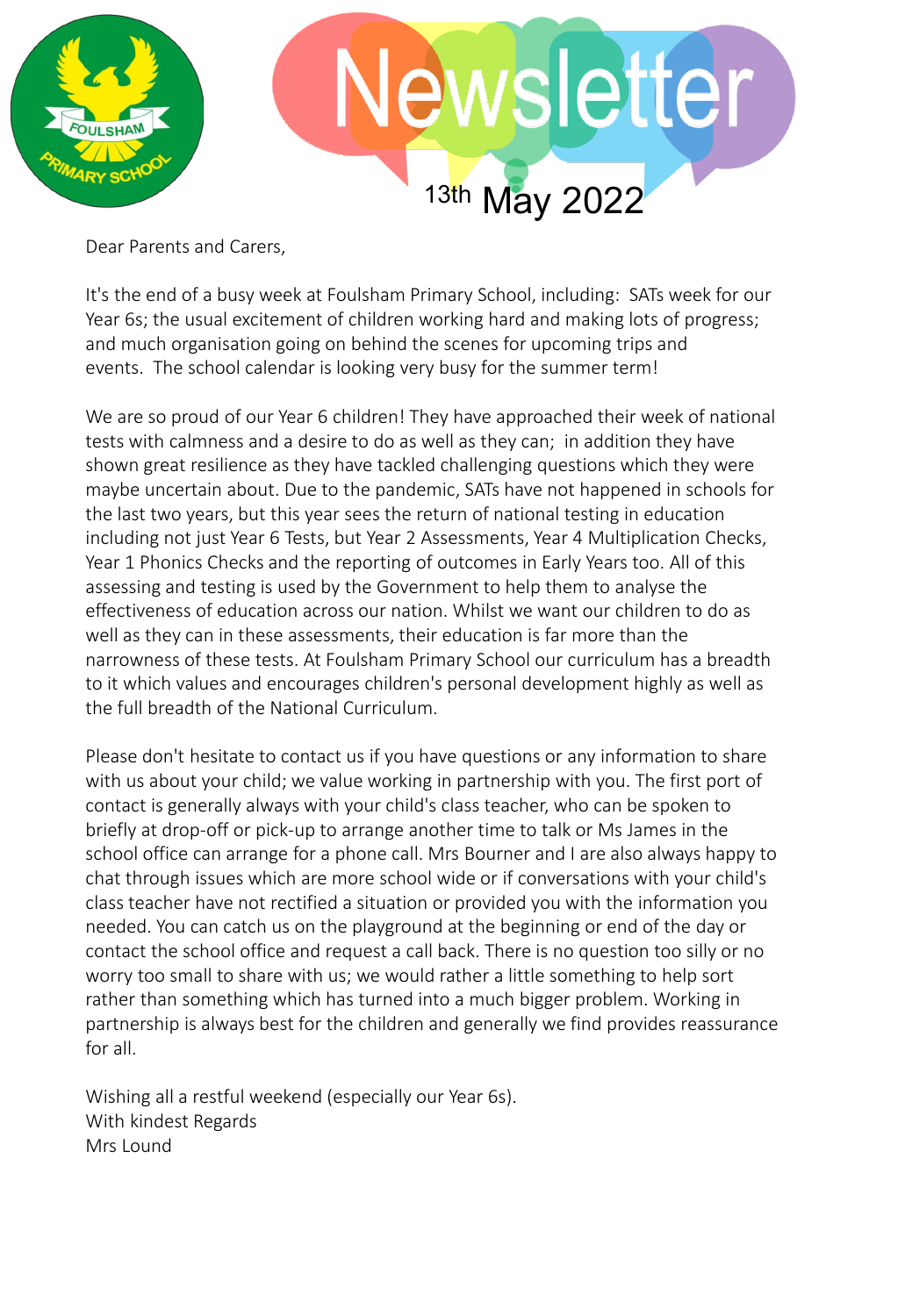# Newsletter

13th May 2022

Dear Parents and Carers,

It's the end of a busy week at Foulsham Primary School, including: SATs week for our Year 6s; the usual excitement of children working hard and making lots of progress; and much organisation going on behind the scenes for upcoming trips and events. The school calendar is looking very busy for the summer term!

We are so proud of our Year 6 children! They have approached their week of national tests with calmness and a desire to do as well as they can; in addition they have shown great resilience as they have tackled challenging questions which they were maybe uncertain about. Due to the pandemic, SATs have not happened in schools for the last two years, but this year sees the return of national testing in education including not just Year 6 Tests, but Year 2 Assessments, Year 4 Multiplication Checks, Year 1 Phonics Checks and the reporting of outcomes in Early Years too. All of this assessing and testing is used by the Government to help them to analyse the effectiveness of education across our nation. Whilst we want our children to do as well as they can in these assessments, their education is far more than the narrowness of these tests. At Foulsham Primary School our curriculum has a breadth to it which values and encourages children's personal development highly as well as the full breadth of the National Curriculum.

Please don't hesitate to contact us if you have questions or any information to share with us about your child; we value working in partnership with you. The first port of contact is generally always with your child's class teacher, who can be spoken to briefly at drop-off or pick-up to arrange another time to talk or Ms James in the school office can arrange for a phone call. Mrs Bourner and I are also always happy to chat through issues which are more school wide or if conversations with your child's class teacher have not rectified a situation or provided you with the information you needed. You can catch us on the playground at the beginning or end of the day or contact the school office and request a call back. There is no question too silly or no worry too small to share with us; we would rather a little something to help sort rather than something which has turned into a much bigger problem. Working in partnership is always best for the children and generally we find provides reassurance for all.

Wishing all a restful weekend (especially our Year 6s).
With kindest Regards
Mrs Lound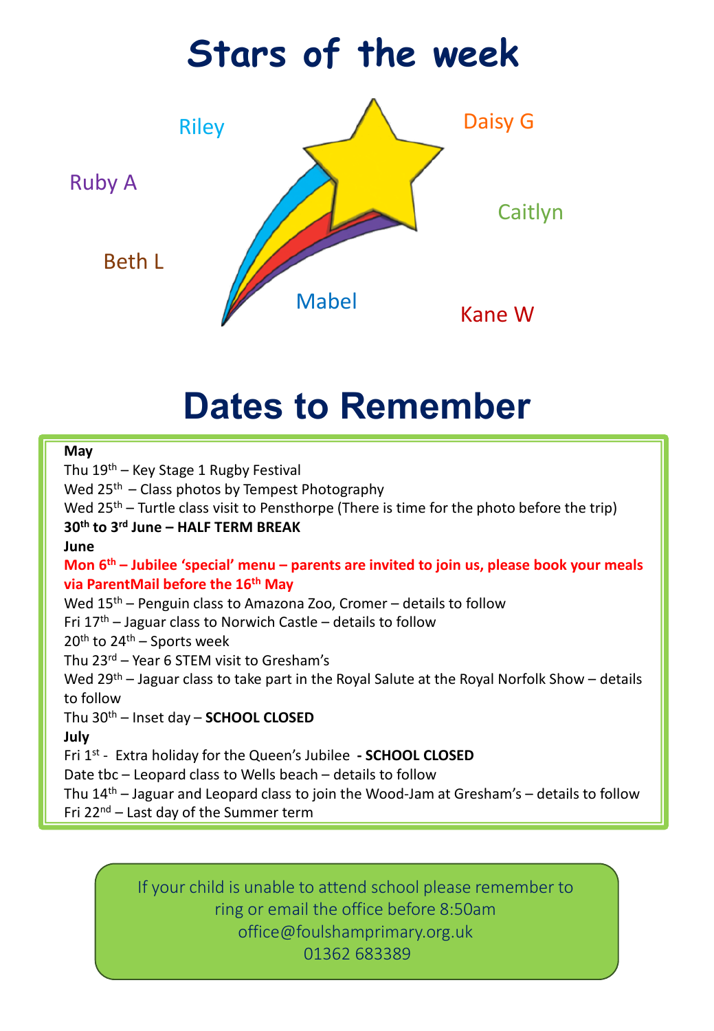# Stars of the week

Riley

Daisy G

Ruby A

Caitlyn

Beth L

Mabel

Kane W

# Dates to Remember

**May**

Thu 19th – Key Stage 1 Rugby Festival

Wed 25th – Class photos by Tempest Photography

Wed 25th – Turtle class visit to Pensthorpe (There is time for the photo before the trip)

**30th to 3rd June – HALF TERM BREAK**

**June**

**Mon 6th – Jubilee 'special' menu – parents are invited to join us, please book your meals via ParentMail before the 16th May**

Wed 15th – Penguin class to Amazona Zoo, Cromer – details to follow

Fri 17th – Jaguar class to Norwich Castle – details to follow

20th to 24th – Sports week

Thu 23rd – Year 6 STEM visit to Gresham's

Wed 29th – Jaguar class to take part in the Royal Salute at the Royal Norfolk Show – details to follow

Thu 30th – Inset day – **SCHOOL CLOSED**

**July**

Fri 1st - Extra holiday for the Queen's Jubilee **- SCHOOL CLOSED**

Date tbc – Leopard class to Wells beach – details to follow

Thu 14th – Jaguar and Leopard class to join the Wood-Jam at Gresham's – details to follow

Fri 22nd – Last day of the Summer term

If your child is unable to attend school please remember to ring or email the office before 8:50am
office@foulshamprimary.org.uk
01362 683389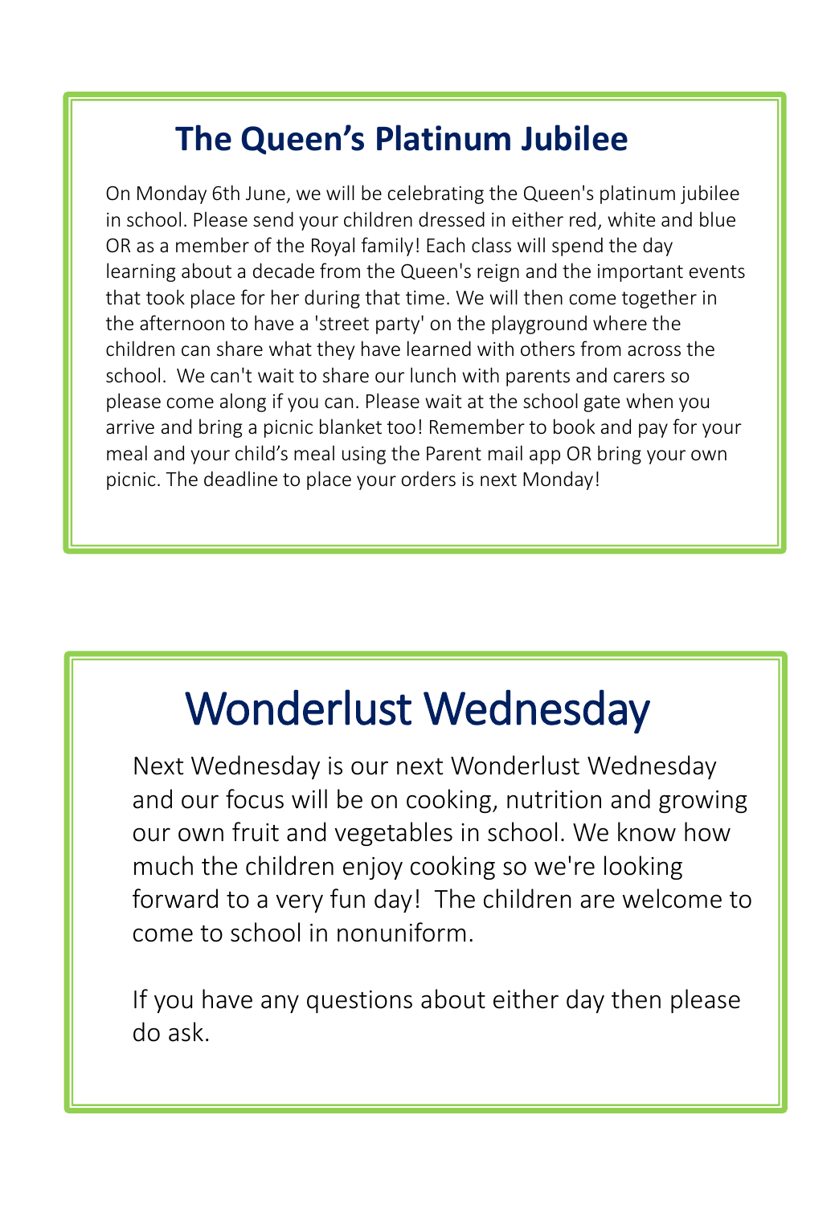## The Queen's Platinum Jubilee

On Monday 6th June, we will be celebrating the Queen's platinum jubilee in school. Please send your children dressed in either red, white and blue OR as a member of the Royal family! Each class will spend the day learning about a decade from the Queen's reign and the important events that took place for her during that time. We will then come together in the afternoon to have a 'street party' on the playground where the children can share what they have learned with others from across the school. We can't wait to share our lunch with parents and carers so please come along if you can. Please wait at the school gate when you arrive and bring a picnic blanket too! Remember to book and pay for your meal and your child's meal using the Parent mail app OR bring your own picnic. The deadline to place your orders is next Monday!

## Wonderlust Wednesday

Next Wednesday is our next Wonderlust Wednesday and our focus will be on cooking, nutrition and growing our own fruit and vegetables in school. We know how much the children enjoy cooking so we're looking forward to a very fun day! The children are welcome to come to school in nonuniform.

If you have any questions about either day then please do ask.